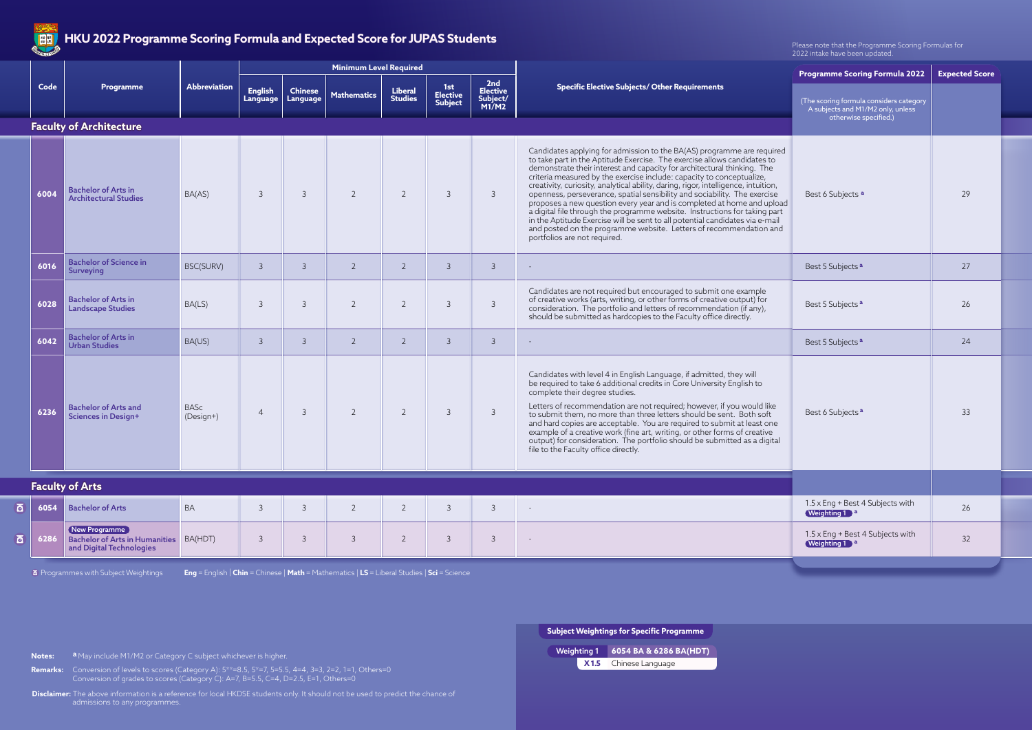# HKU 2022 Programme Scoring Formula and Expected Score for JUPAS Students

Please note that the Programme Scoring Formulas for 2022 intake have been updated.

| Code | Programme | Abbreviation | Minimum Level Required | | | | | | Specific Elective Subjects/ Other Requirements | Programme Scoring Formula 2022 (The scoring formula considers category A subjects and M1/M2 only, unless otherwise specified.) | Expected Score |
|---|---|---|---|---|---|---|---|---|---|---|---|
| | | | English Language | Chinese Language | Mathematics | Liberal Studies | 1st Elective Subject | 2nd Elective Subject/ M1/M2 | | | |
| **Faculty of Architecture** | | | | | | | | | | | |
| 6004 | Bachelor of Arts in Architectural Studies | BA(AS) | 3 | 3 | 2 | 2 | 3 | 3 | Candidates applying for admission to the BA(AS) programme are required to take part in the Aptitude Exercise. The exercise allows candidates to demonstrate their interest and capacity for architectural thinking. The criteria measured by the exercise include: capacity to conceptualize, creativity, curiosity, analytical ability, daring, rigor, intelligence, intuition, openness, perseverance, spatial sensibility and sociability. The exercise proposes a new question every year and is completed at home and upload a digital file through the programme website. Instructions for taking part in the Aptitude Exercise will be sent to all potential candidates via e-mail and posted on the programme website. Letters of recommendation and portfolios are not required. | Best 6 Subjects [a] | 29 |
| 6016 | Bachelor of Science in Surveying | BSC(SURV) | 3 | 3 | 2 | 2 | 3 | 3 | - | Best 5 Subjects [a] | 27 |
| 6028 | Bachelor of Arts in Landscape Studies | BA(LS) | 3 | 3 | 2 | 2 | 3 | 3 | Candidates are not required but encouraged to submit one example of creative works (arts, writing, or other forms of creative output) for consideration. The portfolio and letters of recommendation (if any), should be submitted as hardcopies to the Faculty office directly. | Best 5 Subjects [a] | 26 |
| 6042 | Bachelor of Arts in Urban Studies | BA(US) | 3 | 3 | 2 | 2 | 3 | 3 | - | Best 5 Subjects [a] | 24 |
| 6236 | Bachelor of Arts and Sciences in Design+ | BASc (Design+) | 4 | 3 | 2 | 2 | 3 | 3 | Candidates with level 4 in English Language, if admitted, they will be required to take 6 additional credits in Core University English to complete their degree studies. Letters of recommendation are not required; however, if you would like to submit them, no more than three letters should be sent. Both soft and hard copies are acceptable. You are required to submit at least one example of a creative work (fine art, writing, or other forms of creative output) for consideration. The portfolio should be submitted as a digital file to the Faculty office directly. | Best 6 Subjects [a] | 33 |
| **Faculty of Arts** | | | | | | | | | | | |
| 6054 | Bachelor of Arts | BA | 3 | 3 | 2 | 2 | 3 | 3 | - | 1.5 x Eng + Best 4 Subjects with Weighting 1 [a] | 26 |
| 6286 | New Programme Bachelor of Arts in Humanities and Digital Technologies | BA(HDT) | 3 | 3 | 3 | 2 | 3 | 3 | - | 1.5 x Eng + Best 4 Subjects with Weighting 1 [a] | 32 |

Programmes with Subject Weightings (6054, 6286)

**Eng** = English | **Chin** = Chinese | **Math** = Mathematics | **LS** = Liberal Studies | **Sci** = Science

**Subject Weightings for Specific Programme**

| Weighting 1 | 6054 BA & 6286 BA(HDT) |
|---|---|
| **X 1.5** | Chinese Language |

**Notes:** [a] May include M1/M2 or Category C subject whichever is higher.

**Remarks:** Conversion of levels to scores (Category A): 5**=8.5, 5*=7, 5=5.5, 4=4, 3=3, 2=2, 1=1, Others=0
Conversion of grades to scores (Category C): A=7, B=5.5, C=4, D=2.5, E=1, Others=0

**Disclaimer:** The above information is a reference for local HKDSE students only. It should not be used to predict the chance of admissions to any programmes.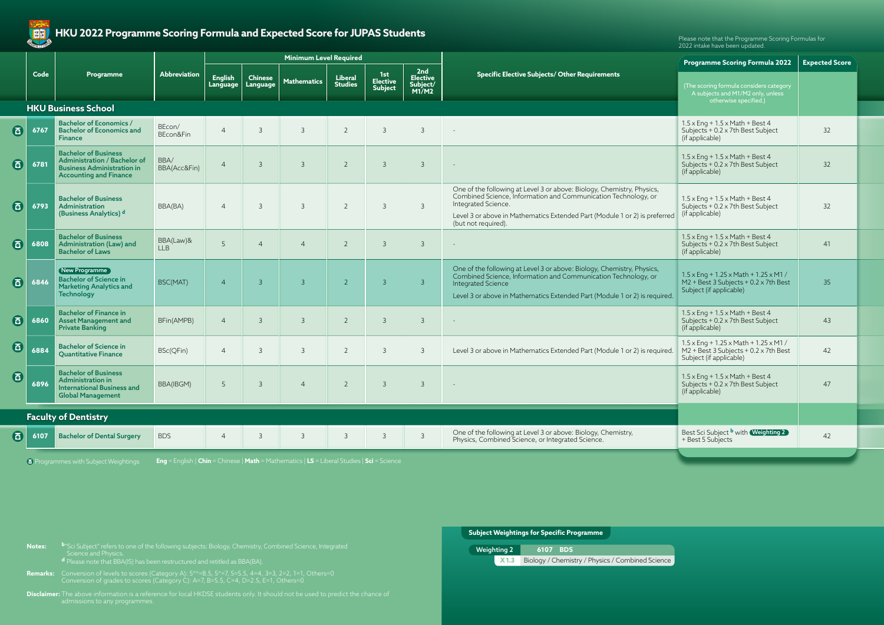# HKU 2022 Programme Scoring Formula and Expected Score for JUPAS Students

Please note that the Programme Scoring Formulas for 2022 intake have been updated.

| | Code | Programme | Abbreviation | Minimum Level Required | | | | | | Specific Elective Subjects/ Other Requirements | Programme Scoring Formula 2022 (The scoring formula considers category A subjects and M1/M2 only, unless otherwise specified.) | Expected Score |
|---|---|---|---|---|---|---|---|---|---|---|---|---|
| | | | | English Language | Chinese Language | Mathematics | Liberal Studies | 1st Elective Subject | 2nd Elective Subject/ M1/M2 | | | |
| **HKU Business School** | | | | | | | | | | | | |
| ⚖ | 6767 | Bachelor of Economics / Bachelor of Economics and Finance | BEcon/ BEcon&Fin | 4 | 3 | 3 | 2 | 3 | 3 | - | 1.5 x Eng + 1.5 x Math + Best 4 Subjects + 0.2 x 7th Best Subject (if applicable) | 32 |
| ⚖ | 6781 | Bachelor of Business Administration / Bachelor of Business Administration in Accounting and Finance | BBA/ BBA(Acc&Fin) | 4 | 3 | 3 | 2 | 3 | 3 | - | 1.5 x Eng + 1.5 x Math + Best 4 Subjects + 0.2 x 7th Best Subject (if applicable) | 32 |
| ⚖ | 6793 | Bachelor of Business Administration (Business Analytics) [d] | BBA(BA) | 4 | 3 | 3 | 2 | 3 | 3 | One of the following at Level 3 or above: Biology, Chemistry, Physics, Combined Science, Information and Communication Technology, or Integrated Science. Level 3 or above in Mathematics Extended Part (Module 1 or 2) is preferred (but not required). | 1.5 x Eng + 1.5 x Math + Best 4 Subjects + 0.2 x 7th Best Subject (if applicable) | 32 |
| ⚖ | 6808 | Bachelor of Business Administration (Law) and Bachelor of Laws | BBA(Law)& LLB | 5 | 4 | 4 | 2 | 3 | 3 | - | 1.5 x Eng + 1.5 x Math + Best 4 Subjects + 0.2 x 7th Best Subject (if applicable) | 41 |
| ⚖ | 6846 | New Programme Bachelor of Science in Marketing Analytics and Technology | BSC(MAT) | 4 | 3 | 3 | 2 | 3 | 3 | One of the following at Level 3 or above: Biology, Chemistry, Physics, Combined Science, Information and Communication Technology, or Integrated Science. Level 3 or above in Mathematics Extended Part (Module 1 or 2) is required. | 1.5 x Eng + 1.25 x Math + 1.25 x M1 / M2 + Best 3 Subjects + 0.2 x 7th Best Subject (if applicable) | 35 |
| ⚖ | 6860 | Bachelor of Finance in Asset Management and Private Banking | BFin(AMPB) | 4 | 3 | 3 | 2 | 3 | 3 | - | 1.5 x Eng + 1.5 x Math + Best 4 Subjects + 0.2 x 7th Best Subject (if applicable) | 43 |
| ⚖ | 6884 | Bachelor of Science in Quantitative Finance | BSc(QFin) | 4 | 3 | 3 | 2 | 3 | 3 | Level 3 or above in Mathematics Extended Part (Module 1 or 2) is required. | 1.5 x Eng + 1.25 x Math + 1.25 x M1 / M2 + Best 3 Subjects + 0.2 x 7th Best Subject (if applicable) | 42 |
| ⚖ | 6896 | Bachelor of Business Administration in International Business and Global Management | BBA(IBGM) | 5 | 3 | 4 | 2 | 3 | 3 | - | 1.5 x Eng + 1.5 x Math + Best 4 Subjects + 0.2 x 7th Best Subject (if applicable) | 47 |
| **Faculty of Dentistry** | | | | | | | | | | | | |
| ⚖ | 6107 | Bachelor of Dental Surgery | BDS | 4 | 3 | 3 | 3 | 3 | 3 | One of the following at Level 3 or above: Biology, Chemistry, Physics, Combined Science, or Integrated Science. | Best Sci Subject [b] with Weighting 2 + Best 5 Subjects | 42 |

⚖ Programmes with Subject Weightings

**Eng** = English | **Chin** = Chinese | **Math** = Mathematics | **LS** = Liberal Studies | **Sci** = Science

**Notes:**
[b] "Sci Subject" refers to one of the following subjects: Biology, Chemistry, Combined Science, Integrated Science and Physics.
[d] Please note that BBA(IS) has been restructured and retitled as BBA(BA).

**Remarks:** Conversion of levels to scores (Category A): 5**=8.5, 5*=7, 5=5.5, 4=4, 3=3, 2=2, 1=1, Others=0
Conversion of grades to scores (Category C): A=7, B=5.5, C=4, D=2.5, E=1, Others=0

**Disclaimer:** The above information is a reference for local HKDSE students only. It should not be used to predict the chance of admissions to any programmes.

### Subject Weightings for Specific Programme

| Weighting 2 | 6107 BDS |
|---|---|
| X 1.3 | Biology / Chemistry / Physics / Combined Science |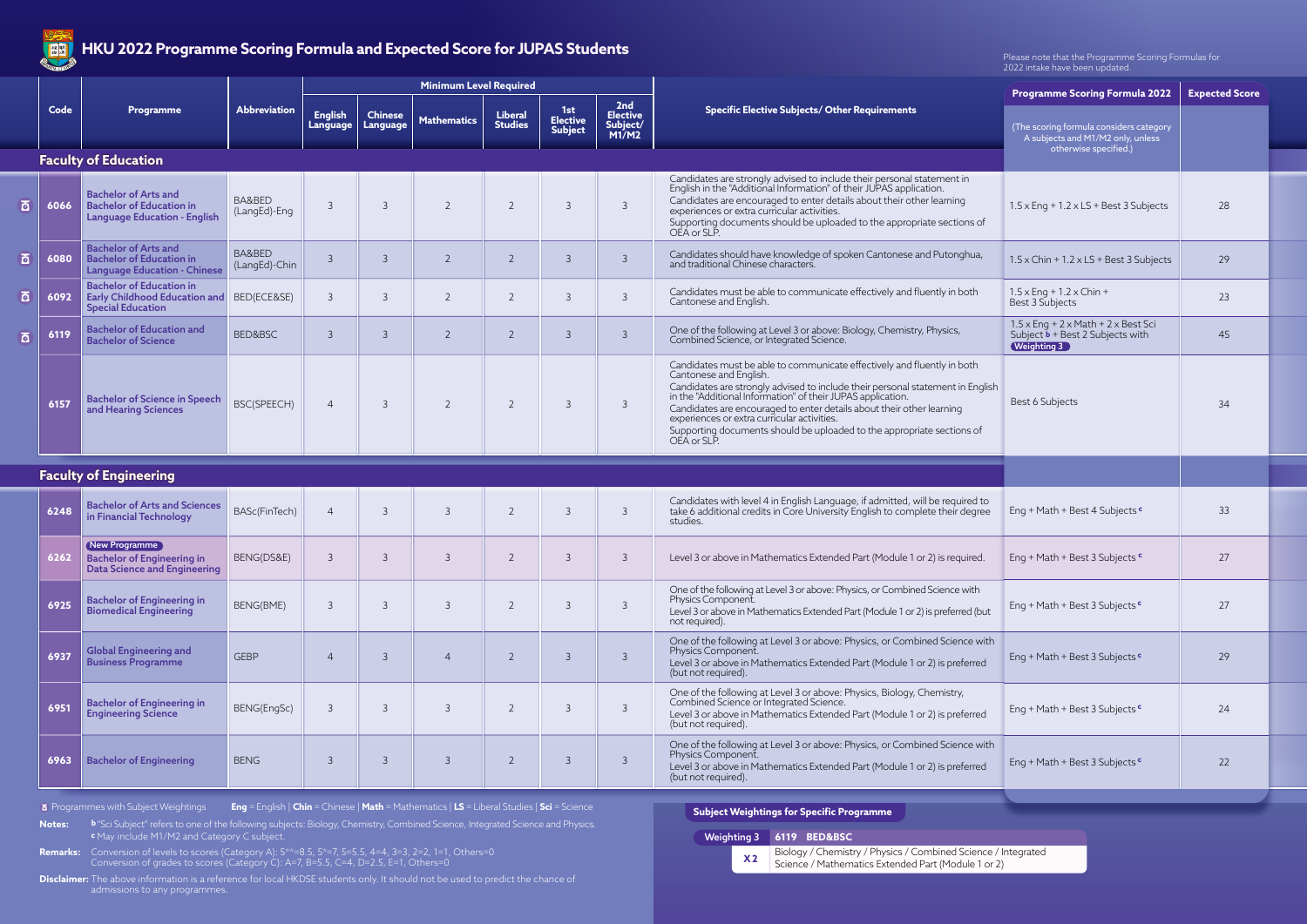# HKU 2022 Programme Scoring Formula and Expected Score for JUPAS Students

Please note that the Programme Scoring Formulas for 2022 intake have been updated.

| | Code | Programme | Abbreviation | Minimum Level Required | | | | | | Specific Elective Subjects/ Other Requirements | Programme Scoring Formula 2022 (The scoring formula considers category A subjects and M1/M2 only, unless otherwise specified.) | Expected Score |
|---|---|---|---|---|---|---|---|---|---|---|---|---|
| | | | | English Language | Chinese Language | Mathematics | Liberal Studies | 1st Elective Subject | 2nd Elective Subject/ M1/M2 | | | |
| **Faculty of Education** | | | | | | | | | | | | |
| ⚖ | 6066 | Bachelor of Arts and Bachelor of Education in Language Education - English | BA&BED (LangEd)-Eng | 3 | 3 | 2 | 2 | 3 | 3 | Candidates are strongly advised to include their personal statement in English in the "Additional Information" of their JUPAS application. Candidates are encouraged to enter details about their other learning experiences or extra curricular activities. Supporting documents should be uploaded to the appropriate sections of OEA or SLP. | 1.5 x Eng + 1.2 x LS + Best 3 Subjects | 28 |
| ⚖ | 6080 | Bachelor of Arts and Bachelor of Education in Language Education - Chinese | BA&BED (LangEd)-Chin | 3 | 3 | 2 | 2 | 3 | 3 | Candidates should have knowledge of spoken Cantonese and Putonghua, and traditional Chinese characters. | 1.5 x Chin + 1.2 x LS + Best 3 Subjects | 29 |
| ⚖ | 6092 | Bachelor of Education in Early Childhood Education and Special Education | BED(ECE&SE) | 3 | 3 | 2 | 2 | 3 | 3 | Candidates must be able to communicate effectively and fluently in both Cantonese and English. | 1.5 x Eng + 1.2 x Chin + Best 3 Subjects | 23 |
| ⚖ | 6119 | Bachelor of Education and Bachelor of Science | BED&BSC | 3 | 3 | 2 | 2 | 3 | 3 | One of the following at Level 3 or above: Biology, Chemistry, Physics, Combined Science, or Integrated Science. | 1.5 x Eng + 2 x Math + 2 x Best Sci Subject [b] + Best 2 Subjects with Weighting 3 | 45 |
| | 6157 | Bachelor of Science in Speech and Hearing Sciences | BSC(SPEECH) | 4 | 3 | 2 | 2 | 3 | 3 | Candidates must be able to communicate effectively and fluently in both Cantonese and English. Candidates are strongly advised to include their personal statement in English in the "Additional Information" of their JUPAS application. Candidates are encouraged to enter details about their other learning experiences or extra curricular activities. Supporting documents should be uploaded to the appropriate sections of OEA or SLP. | Best 6 Subjects | 34 |
| **Faculty of Engineering** | | | | | | | | | | | | |
| | 6248 | Bachelor of Arts and Sciences in Financial Technology | BASc(FinTech) | 4 | 3 | 3 | 2 | 3 | 3 | Candidates with level 4 in English Language, if admitted, will be required to take 6 additional credits in Core University English to complete their degree studies. | Eng + Math + Best 4 Subjects [c] | 33 |
| | 6262 | New Programme Bachelor of Engineering in Data Science and Engineering | BENG(DS&E) | 3 | 3 | 3 | 2 | 3 | 3 | Level 3 or above in Mathematics Extended Part (Module 1 or 2) is required. | Eng + Math + Best 3 Subjects [c] | 27 |
| | 6925 | Bachelor of Engineering in Biomedical Engineering | BENG(BME) | 3 | 3 | 3 | 2 | 3 | 3 | One of the following at Level 3 or above: Physics, or Combined Science with Physics Component. Level 3 or above in Mathematics Extended Part (Module 1 or 2) is preferred (but not required). | Eng + Math + Best 3 Subjects [c] | 27 |
| | 6937 | Global Engineering and Business Programme | GEBP | 4 | 3 | 4 | 2 | 3 | 3 | One of the following at Level 3 or above: Physics, or Combined Science with Physics Component. Level 3 or above in Mathematics Extended Part (Module 1 or 2) is preferred (but not required). | Eng + Math + Best 3 Subjects [c] | 29 |
| | 6951 | Bachelor of Engineering in Engineering Science | BENG(EngSc) | 3 | 3 | 3 | 2 | 3 | 3 | One of the following at Level 3 or above: Physics, Biology, Chemistry, Combined Science or Integrated Science. Level 3 or above in Mathematics Extended Part (Module 1 or 2) is preferred (but not required). | Eng + Math + Best 3 Subjects [c] | 24 |
| | 6963 | Bachelor of Engineering | BENG | 3 | 3 | 3 | 2 | 3 | 3 | One of the following at Level 3 or above: Physics, or Combined Science with Physics Component. Level 3 or above in Mathematics Extended Part (Module 1 or 2) is preferred (but not required). | Eng + Math + Best 3 Subjects [c] | 22 |

⚖ Programmes with Subject Weightings **Eng** = English | **Chin** = Chinese | **Math** = Mathematics | **LS** = Liberal Studies | **Sci** = Science

**Notes:** [b] "Sci Subject" refers to one of the following subjects: Biology, Chemistry, Combined Science, Integrated Science and Physics.
[c] May include M1/M2 and Category C subject.

**Remarks:** Conversion of levels to scores (Category A): 5**=8.5, 5*=7, 5=5.5, 4=4, 3=3, 2=2, 1=1, Others=0
Conversion of grades to scores (Category C): A=7, B=5.5, C=4, D=2.5, E=1, Others=0

**Disclaimer:** The above information is a reference for local HKDSE students only. It should not be used to predict the chance of admissions to any programmes.

**Subject Weightings for Specific Programme**

| Weighting 3 | 6119 BED&BSC |
|---|---|
| X2 | Biology / Chemistry / Physics / Combined Science / Integrated Science / Mathematics Extended Part (Module 1 or 2) |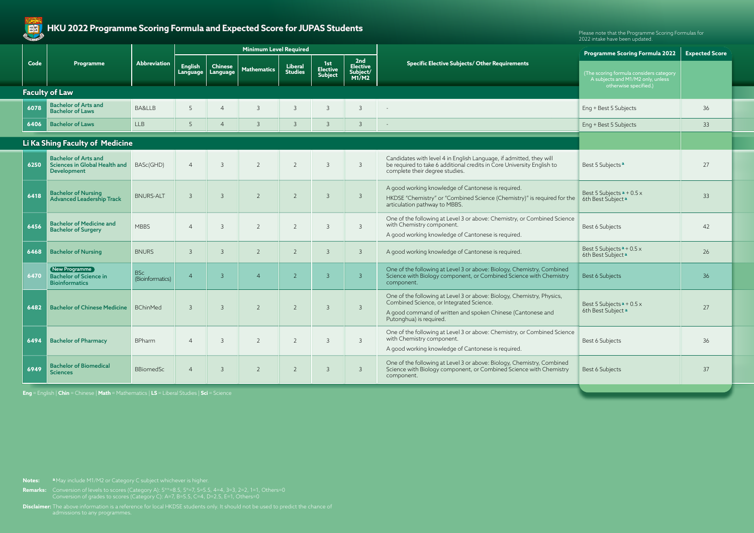# HKU 2022 Programme Scoring Formula and Expected Score for JUPAS Students

Please note that the Programme Scoring Formulas for 2022 intake have been updated.

| Code | Programme | Abbreviation | Minimum Level Required | | | | | | Specific Elective Subjects/ Other Requirements | Programme Scoring Formula 2022 | Expected Score |
|---|---|---|---|---|---|---|---|---|---|---|---|
| | | | English Language | Chinese Language | Mathematics | Liberal Studies | 1st Elective Subject | 2nd Elective Subject/ M1/M2 | | (The scoring formula considers category A subjects and M1/M2 only, unless otherwise specified.) | |
| **Faculty of Law** | | | | | | | | | | | |
| 6078 | Bachelor of Arts and Bachelor of Laws | BA&LLB | 5 | 4 | 3 | 3 | 3 | 3 | - | Eng + Best 5 Subjects | 36 |
| 6406 | Bachelor of Laws | LLB | 5 | 4 | 3 | 3 | 3 | 3 | - | Eng + Best 5 Subjects | 33 |
| **Li Ka Shing Faculty of Medicine** | | | | | | | | | | | |
| 6250 | Bachelor of Arts and Sciences in Global Health and Development | BASc(GHD) | 4 | 3 | 2 | 2 | 3 | 3 | Candidates with level 4 in English Language, if admitted, they will be required to take 6 additional credits in Core University English to complete their degree studies. | Best 5 Subjects [a] | 27 |
| 6418 | Bachelor of Nursing Advanced Leadership Track | BNURS-ALT | 3 | 3 | 2 | 2 | 3 | 3 | A good working knowledge of Cantonese is required. HKDSE "Chemistry" or "Combined Science (Chemistry)" is required for the articulation pathway to MBBS. | Best 5 Subjects [a] + 0.5 x 6th Best Subject [a] | 33 |
| 6456 | Bachelor of Medicine and Bachelor of Surgery | MBBS | 4 | 3 | 2 | 2 | 3 | 3 | One of the following at Level 3 or above: Chemistry, or Combined Science with Chemistry component. A good working knowledge of Cantonese is required. | Best 6 Subjects | 42 |
| 6468 | Bachelor of Nursing | BNURS | 3 | 3 | 2 | 2 | 3 | 3 | A good working knowledge of Cantonese is required. | Best 5 Subjects [a] + 0.5 x 6th Best Subject [a] | 26 |
| 6470 | New Programme Bachelor of Science in Bioinformatics | BSc (Bioinformatics) | 4 | 3 | 4 | 2 | 3 | 3 | One of the following at Level 3 or above: Biology, Chemistry, Combined Science with Biology component, or Combined Science with Chemistry component. | Best 6 Subjects | 36 |
| 6482 | Bachelor of Chinese Medicine | BChinMed | 3 | 3 | 2 | 2 | 3 | 3 | One of the following at Level 3 or above: Biology, Chemistry, Physics, Combined Science, or Integrated Science. A good command of written and spoken Chinese (Cantonese and Putonghua) is required. | Best 5 Subjects [a] + 0.5 x 6th Best Subject [a] | 27 |
| 6494 | Bachelor of Pharmacy | BPharm | 4 | 3 | 2 | 2 | 3 | 3 | One of the following at Level 3 or above: Chemistry, or Combined Science with Chemistry component. A good working knowledge of Cantonese is required. | Best 6 Subjects | 36 |
| 6949 | Bachelor of Biomedical Sciences | BBiomedSc | 4 | 3 | 2 | 2 | 3 | 3 | One of the following at Level 3 or above: Biology, Chemistry, Combined Science with Biology component, or Combined Science with Chemistry component. | Best 6 Subjects | 37 |

**Eng** = English | **Chin** = Chinese | **Math** = Mathematics | **LS** = Liberal Studies | **Sci** = Science

**Notes:** [a] May include M1/M2 or Category C subject whichever is higher.

**Remarks:** Conversion of levels to scores (Category A): 5**=8.5, 5*=7, 5=5.5, 4=4, 3=3, 2=2, 1=1, Others=0
Conversion of grades to scores (Category C): A=7, B=5.5, C=4, D=2.5, E=1, Others=0

**Disclaimer:** The above information is a reference for local HKDSE students only. It should not be used to predict the chance of admissions to any programmes.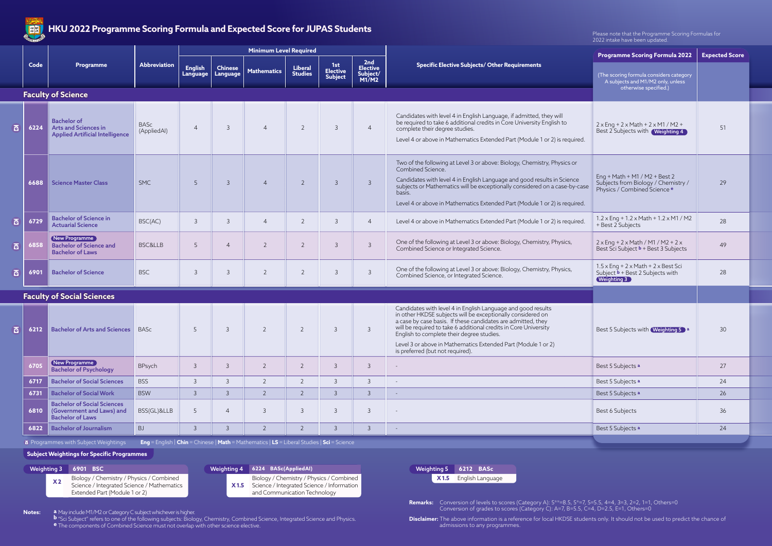# HKU 2022 Programme Scoring Formula and Expected Score for JUPAS Students

Please note that the Programme Scoring Formulas for 2022 intake have been updated.

| | Code | Programme | Abbreviation | Minimum Level Required | | | | | | Specific Elective Subjects/ Other Requirements | Programme Scoring Formula 2022 (The scoring formula considers category A subjects and M1/M2 only, unless otherwise specified.) | Expected Score |
|---|---|---|---|---|---|---|---|---|---|---|---|---|
| | | | | English Language | Chinese Language | Mathematics | Liberal Studies | 1st Elective Subject | 2nd Elective Subject/ M1/M2 | | | |
| **Faculty of Science** | | | | | | | | | | | | |
| ā | 6224 | Bachelor of Arts and Sciences in Applied Artificial Intelligence | BASc (AppliedAI) | 4 | 3 | 4 | 2 | 3 | 4 | Candidates with level 4 in English Language, if admitted, they will be required to take 6 additional credits in Core University English to complete their degree studies. Level 4 or above in Mathematics Extended Part (Module 1 or 2) is required. | 2 x Eng + 2 x Math + 2 x M1 / M2 + Best 2 Subjects with Weighting 4 | 51 |
| | 6688 | Science Master Class | SMC | 5 | 3 | 4 | 2 | 3 | 3 | Two of the following at Level 3 or above: Biology, Chemistry, Physics or Combined Science. Candidates with level 4 in English Language and good results in Science subjects or Mathematics will be exceptionally considered on a case-by-case basis. Level 4 or above in Mathematics Extended Part (Module 1 or 2) is required. | Eng + Math + M1 / M2 + Best 2 Subjects from Biology / Chemistry / Physics / Combined Science [e] | 29 |
| ā | 6729 | Bachelor of Science in Actuarial Science | BSC(AC) | 3 | 3 | 4 | 2 | 3 | 4 | Level 4 or above in Mathematics Extended Part (Module 1 or 2) is required. | 1.2 x Eng + 1.2 x Math + 1.2 x M1 / M2 + Best 2 Subjects | 28 |
| ā | 6858 | New Programme Bachelor of Science and Bachelor of Laws | BSC&LLB | 5 | 4 | 2 | 2 | 3 | 3 | One of the following at Level 3 or above: Biology, Chemistry, Physics, Combined Science or Integrated Science. | 2 x Eng + 2 x Math / M1 / M2 + 2 x Best Sci Subject [b] + Best 3 Subjects | 49 |
| ā | 6901 | Bachelor of Science | BSC | 3 | 3 | 2 | 2 | 3 | 3 | One of the following at Level 3 or above: Biology, Chemistry, Physics, Combined Science, or Integrated Science. | 1.5 x Eng + 2 x Math + 2 x Best Sci Subject [b] + Best 2 Subjects with Weighting 3 | 28 |
| **Faculty of Social Sciences** | | | | | | | | | | | | |
| ā | 6212 | Bachelor of Arts and Sciences | BASc | 5 | 3 | 2 | 2 | 3 | 3 | Candidates with level 4 in English Language and good results in other HKDSE subjects will be exceptionally considered on a case by case basis. If these candidates are admitted, they will be required to take 6 additional credits in Core University English to complete their degree studies. Level 3 or above in Mathematics Extended Part (Module 1 or 2) is preferred (but not required). | Best 5 Subjects with Weighting 5 [a] | 30 |
| | 6705 | New Programme Bachelor of Psychology | BPsych | 3 | 3 | 2 | 2 | 3 | 3 | - | Best 5 Subjects [a] | 27 |
| | 6717 | Bachelor of Social Sciences | BSS | 3 | 3 | 2 | 2 | 3 | 3 | - | Best 5 Subjects [a] | 24 |
| | 6731 | Bachelor of Social Work | BSW | 3 | 3 | 2 | 2 | 3 | 3 | - | Best 5 Subjects [a] | 26 |
| | 6810 | Bachelor of Social Sciences (Government and Laws) and Bachelor of Laws | BSS(GL)&LLB | 5 | 4 | 3 | 3 | 3 | 3 | - | Best 6 Subjects | 36 |
| | 6822 | Bachelor of Journalism | BJ | 3 | 3 | 2 | 2 | 3 | 3 | - | Best 5 Subjects [a] | 24 |

ā Programmes with Subject Weightings **Eng** = English | **Chin** = Chinese | **Math** = Mathematics | **LS** = Liberal Studies | **Sci** = Science

**Subject Weightings for Specific Programmes**

| Weighting 3 | 6901 BSC |
|---|---|
| X2 | Biology / Chemistry / Physics / Combined Science / Integrated Science / Mathematics Extended Part (Module 1 or 2) |

| Weighting 4 | 6224 BASc(AppliedAI) |
|---|---|
| X1.5 | Biology / Chemistry / Physics / Combined Science / Integrated Science / Information and Communication Technology |

| Weighting 5 | 6212 BASc |
|---|---|
| X1.5 | English Language |

**Notes:**
- [a] May include M1/M2 or Category C subject whichever is higher.
- [b] "Sci Subject" refers to one of the following subjects: Biology, Chemistry, Combined Science, Integrated Science and Physics.
- [e] The components of Combined Science must not overlap with other science elective.

**Remarks:** Conversion of levels to scores (Category A): 5**=8.5, 5*=7, 5=5.5, 4=4, 3=3, 2=2, 1=1, Others=0
Conversion of grades to scores (Category C): A=7, B=5.5, C=4, D=2.5, E=1, Others=0

**Disclaimer:** The above information is a reference for local HKDSE students only. It should not be used to predict the chance of admissions to any programmes.